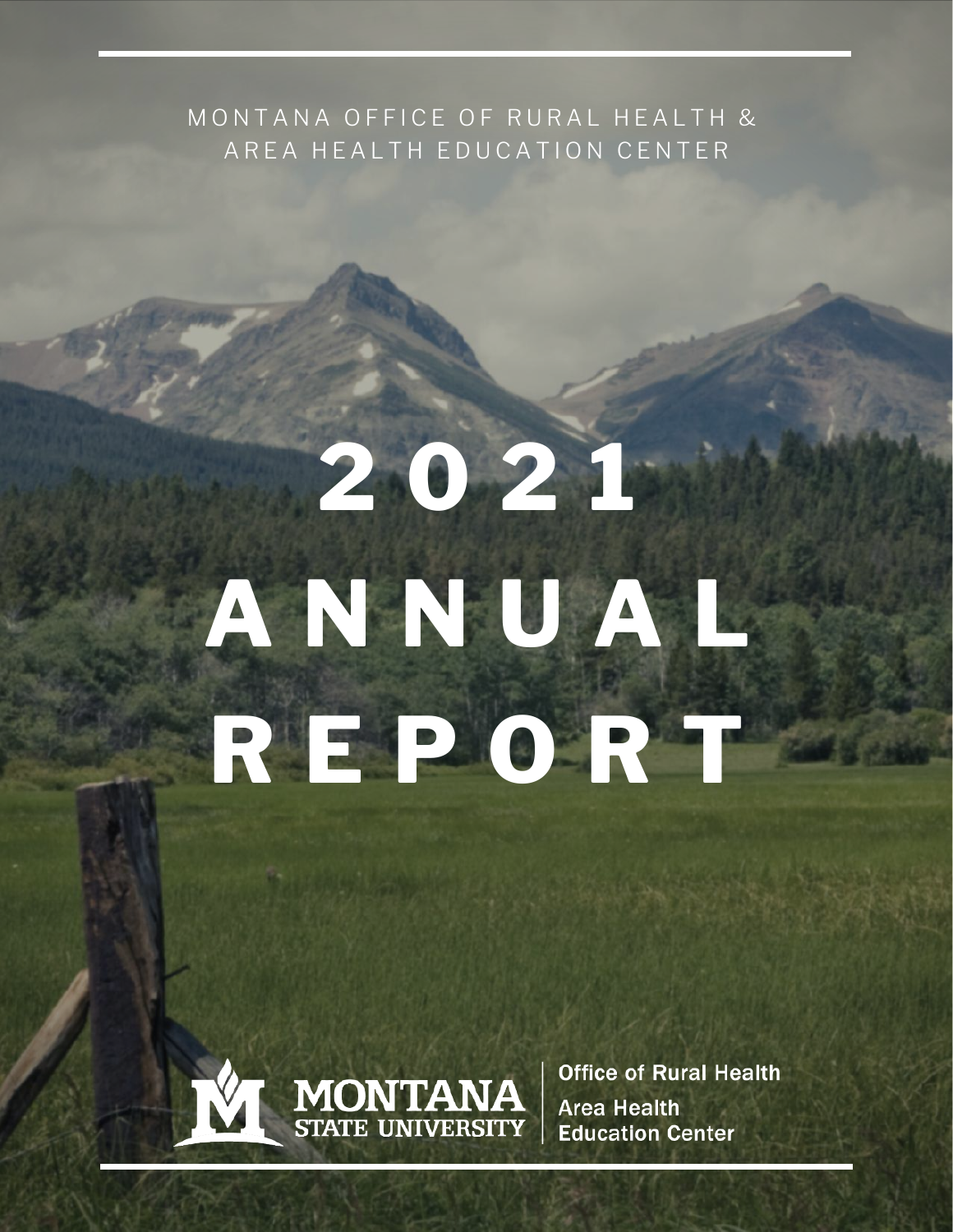MONTANA OFFICE OF RURAL HEALTH & AREA HEALTH EDUCATION CENTER

# 2021 ANNUAL REPORT

MONTANA STATE UNIVERSITY

Office of Rural Health

Area Health Education Center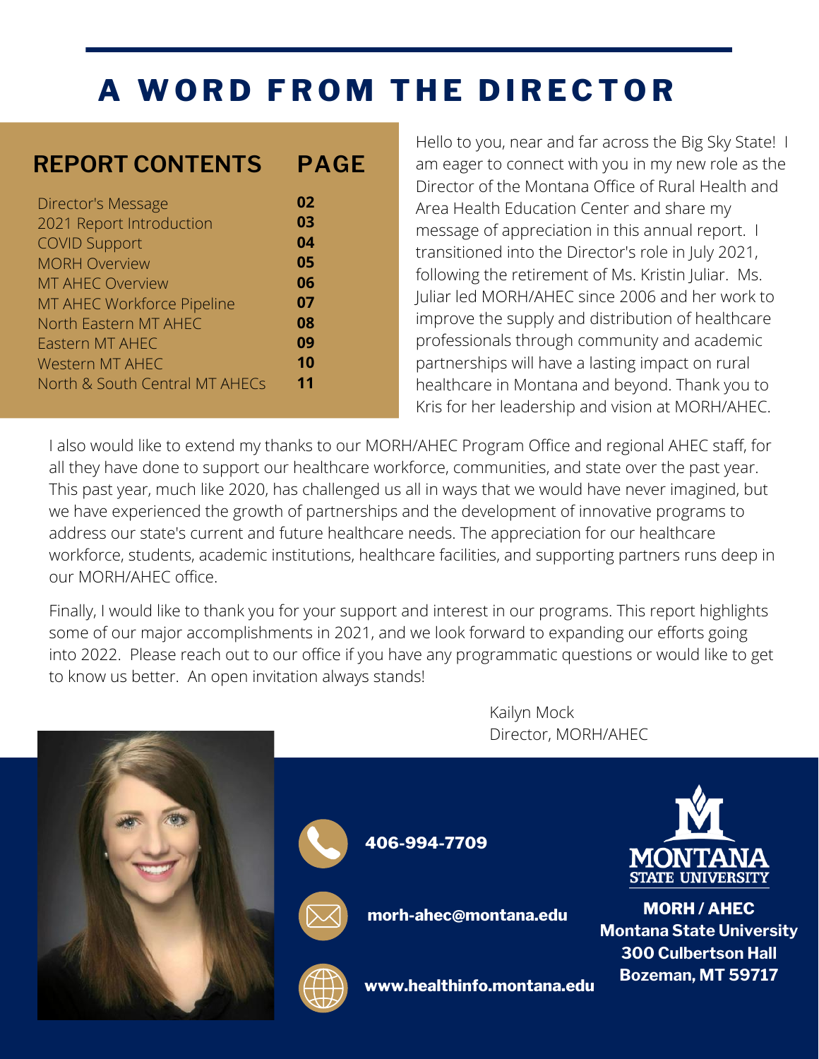# A WORD FROM THE DIRECTOR

| REPORT CONTENTS | PAGE |
| --- | --- |
| Director's Message | 02 |
| 2021 Report Introduction | 03 |
| COVID Support | 04 |
| MORH Overview | 05 |
| MT AHEC Overview | 06 |
| MT AHEC Workforce Pipeline | 07 |
| North Eastern MT AHEC | 08 |
| Eastern MT AHEC | 09 |
| Western MT AHEC | 10 |
| North & South Central MT AHECs | 11 |

Hello to you, near and far across the Big Sky State! I am eager to connect with you in my new role as the Director of the Montana Office of Rural Health and Area Health Education Center and share my message of appreciation in this annual report. I transitioned into the Director's role in July 2021, following the retirement of Ms. Kristin Juliar. Ms. Juliar led MORH/AHEC since 2006 and her work to improve the supply and distribution of healthcare professionals through community and academic partnerships will have a lasting impact on rural healthcare in Montana and beyond. Thank you to Kris for her leadership and vision at MORH/AHEC.

I also would like to extend my thanks to our MORH/AHEC Program Office and regional AHEC staff, for all they have done to support our healthcare workforce, communities, and state over the past year. This past year, much like 2020, has challenged us all in ways that we would have never imagined, but we have experienced the growth of partnerships and the development of innovative programs to address our state's current and future healthcare needs. The appreciation for our healthcare workforce, students, academic institutions, healthcare facilities, and supporting partners runs deep in our MORH/AHEC office.

Finally, I would like to thank you for your support and interest in our programs. This report highlights some of our major accomplishments in 2021, and we look forward to expanding our efforts going into 2022. Please reach out to our office if you have any programmatic questions or would like to get to know us better. An open invitation always stands!

Kailyn Mock
Director, MORH/AHEC

**406-994-7709**

**morh-ahec@montana.edu**

**www.healthinfo.montana.edu**

**MONTANA STATE UNIVERSITY**

**MORH / AHEC**
**Montana State University**
**300 Culbertson Hall**
**Bozeman, MT 59717**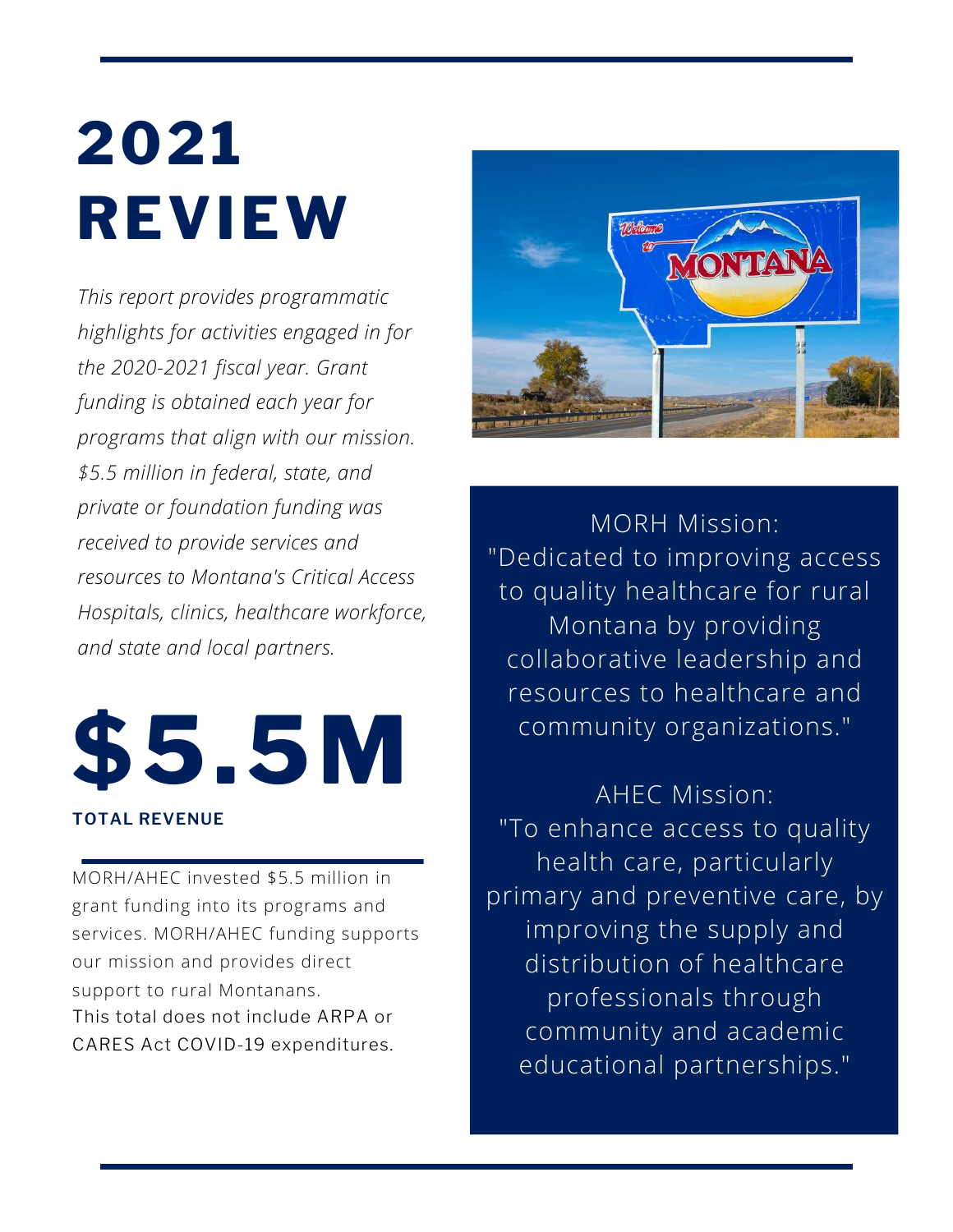# 2021 REVIEW

*This report provides programmatic highlights for activities engaged in for the 2020-2021 fiscal year. Grant funding is obtained each year for programs that align with our mission. $5.5 million in federal, state, and private or foundation funding was received to provide services and resources to Montana's Critical Access Hospitals, clinics, healthcare workforce, and state and local partners.*

# $5.5M

**TOTAL REVENUE**

MORH/AHEC invested $5.5 million in grant funding into its programs and services. MORH/AHEC funding supports our mission and provides direct support to rural Montanans.
This total does not include ARPA or CARES Act COVID-19 expenditures.

MORH Mission:
"Dedicated to improving access to quality healthcare for rural Montana by providing collaborative leadership and resources to healthcare and community organizations."

AHEC Mission:
"To enhance access to quality health care, particularly primary and preventive care, by improving the supply and distribution of healthcare professionals through community and academic educational partnerships."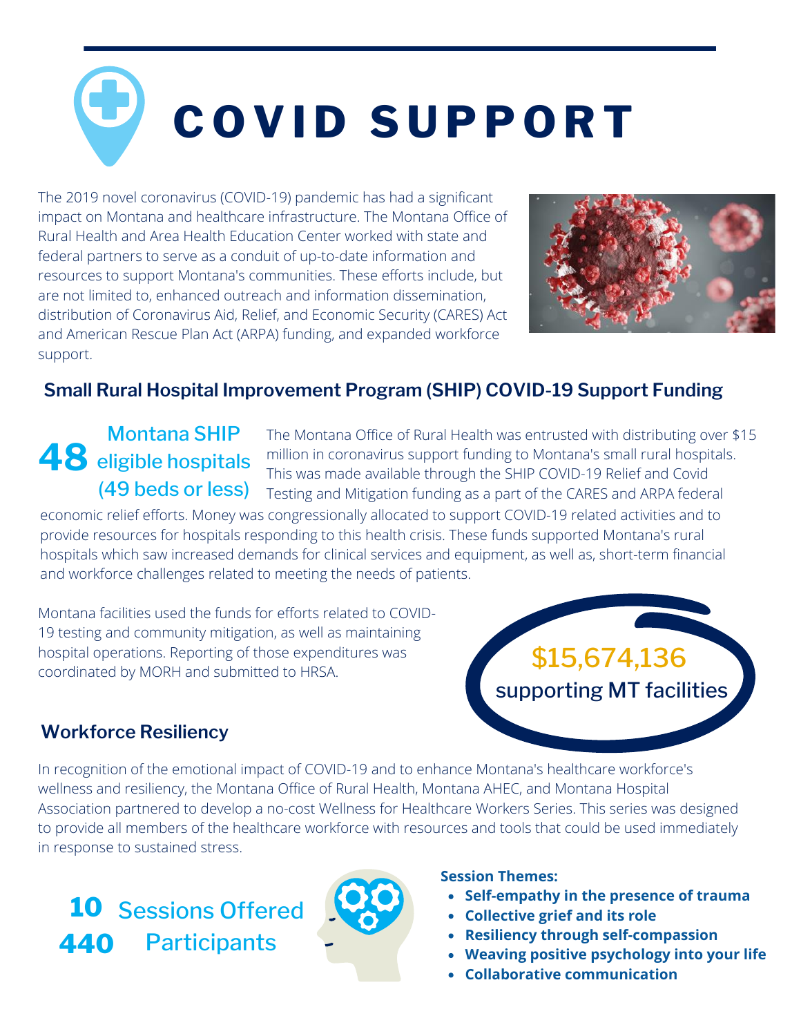# COVID SUPPORT

The 2019 novel coronavirus (COVID-19) pandemic has had a significant impact on Montana and healthcare infrastructure. The Montana Office of Rural Health and Area Health Education Center worked with state and federal partners to serve as a conduit of up-to-date information and resources to support Montana's communities. These efforts include, but are not limited to, enhanced outreach and information dissemination, distribution of Coronavirus Aid, Relief, and Economic Security (CARES) Act and American Rescue Plan Act (ARPA) funding, and expanded workforce support.

## Small Rural Hospital Improvement Program (SHIP) COVID-19 Support Funding

**48** Montana SHIP eligible hospitals (49 beds or less)

The Montana Office of Rural Health was entrusted with distributing over $15 million in coronavirus support funding to Montana's small rural hospitals. This was made available through the SHIP COVID-19 Relief and Covid Testing and Mitigation funding as a part of the CARES and ARPA federal economic relief efforts. Money was congressionally allocated to support COVID-19 related activities and to provide resources for hospitals responding to this health crisis. These funds supported Montana's rural hospitals which saw increased demands for clinical services and equipment, as well as, short-term financial and workforce challenges related to meeting the needs of patients.

Montana facilities used the funds for efforts related to COVID-19 testing and community mitigation, as well as maintaining hospital operations. Reporting of those expenditures was coordinated by MORH and submitted to HRSA.

**$15,674,136** supporting MT facilities

## Workforce Resiliency

In recognition of the emotional impact of COVID-19 and to enhance Montana's healthcare workforce's wellness and resiliency, the Montana Office of Rural Health, Montana AHEC, and Montana Hospital Association partnered to develop a no-cost Wellness for Healthcare Workers Series. This series was designed to provide all members of the healthcare workforce with resources and tools that could be used immediately in response to sustained stress.

**10** Sessions Offered

**440** Participants

**Session Themes:**

- **Self-empathy in the presence of trauma**
- **Collective grief and its role**
- **Resiliency through self-compassion**
- **Weaving positive psychology into your life**
- **Collaborative communication**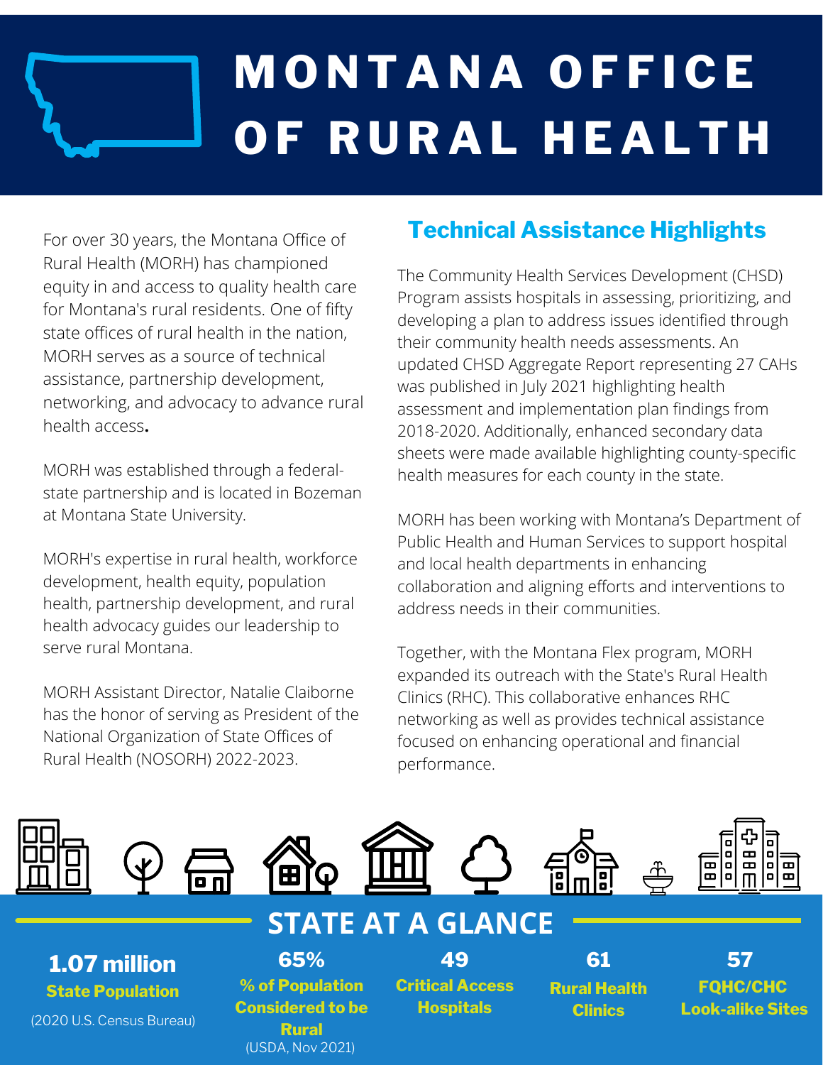# MONTANA OFFICE OF RURAL HEALTH

For over 30 years, the Montana Office of Rural Health (MORH) has championed equity in and access to quality health care for Montana's rural residents. One of fifty state offices of rural health in the nation, MORH serves as a source of technical assistance, partnership development, networking, and advocacy to advance rural health access.

MORH was established through a federal-state partnership and is located in Bozeman at Montana State University.

MORH's expertise in rural health, workforce development, health equity, population health, partnership development, and rural health advocacy guides our leadership to serve rural Montana.

MORH Assistant Director, Natalie Claiborne has the honor of serving as President of the National Organization of State Offices of Rural Health (NOSORH) 2022-2023.

## Technical Assistance Highlights

The Community Health Services Development (CHSD) Program assists hospitals in assessing, prioritizing, and developing a plan to address issues identified through their community health needs assessments. An updated CHSD Aggregate Report representing 27 CAHs was published in July 2021 highlighting health assessment and implementation plan findings from 2018-2020. Additionally, enhanced secondary data sheets were made available highlighting county-specific health measures for each county in the state.

MORH has been working with Montana's Department of Public Health and Human Services to support hospital and local health departments in enhancing collaboration and aligning efforts and interventions to address needs in their communities.

Together, with the Montana Flex program, MORH expanded its outreach with the State's Rural Health Clinics (RHC). This collaborative enhances RHC networking as well as provides technical assistance focused on enhancing operational and financial performance.

## STATE AT A GLANCE

**1.07 million**
**State Population**
(2020 U.S. Census Bureau)

**65%**
**% of Population Considered to be Rural**
(USDA, Nov 2021)

**49**
**Critical Access Hospitals**

**61**
**Rural Health Clinics**

**57**
**FQHC/CHC Look-alike Sites**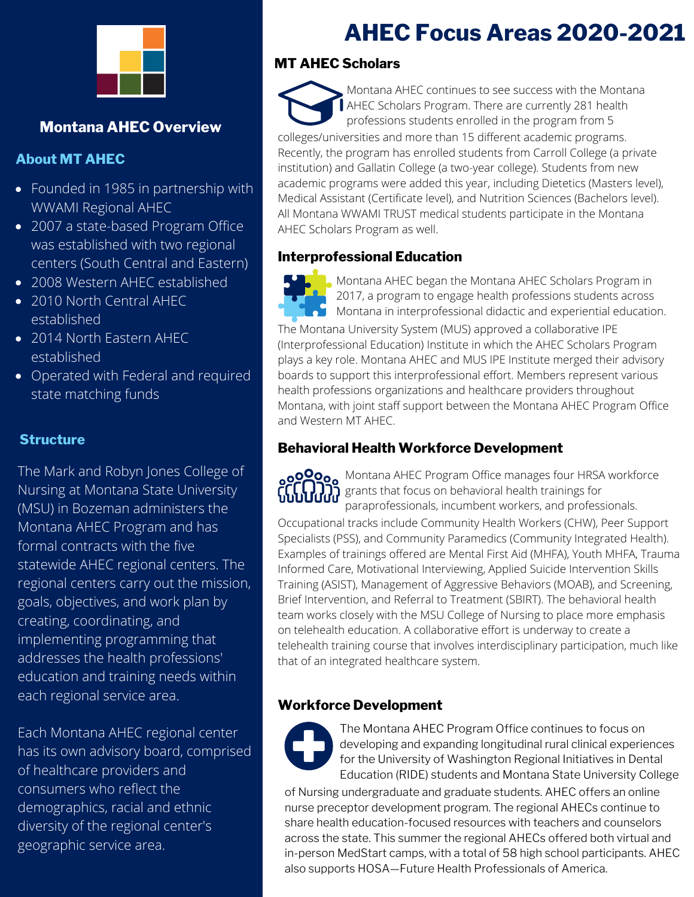# Montana AHEC Overview

## About MT AHEC

- Founded in 1985 in partnership with WWAMI Regional AHEC
- 2007 a state-based Program Office was established with two regional centers (South Central and Eastern)
- 2008 Western AHEC established
- 2010 North Central AHEC established
- 2014 North Eastern AHEC established
- Operated with Federal and required state matching funds

## Structure

The Mark and Robyn Jones College of Nursing at Montana State University (MSU) in Bozeman administers the Montana AHEC Program and has formal contracts with the five statewide AHEC regional centers. The regional centers carry out the mission, goals, objectives, and work plan by creating, coordinating, and implementing programming that addresses the health professions' education and training needs within each regional service area.

Each Montana AHEC regional center has its own advisory board, comprised of healthcare providers and consumers who reflect the demographics, racial and ethnic diversity of the regional center's geographic service area.

# AHEC Focus Areas 2020-2021

### MT AHEC Scholars

Montana AHEC continues to see success with the Montana AHEC Scholars Program. There are currently 281 health professions students enrolled in the program from 5 colleges/universities and more than 15 different academic programs. Recently, the program has enrolled students from Carroll College (a private institution) and Gallatin College (a two-year college). Students from new academic programs were added this year, including Dietetics (Masters level), Medical Assistant (Certificate level), and Nutrition Sciences (Bachelors level). All Montana WWAMI TRUST medical students participate in the Montana AHEC Scholars Program as well.

### Interprofessional Education

Montana AHEC began the Montana AHEC Scholars Program in 2017, a program to engage health professions students across Montana in interprofessional didactic and experiential education. The Montana University System (MUS) approved a collaborative IPE (Interprofessional Education) Institute in which the AHEC Scholars Program plays a key role. Montana AHEC and MUS IPE Institute merged their advisory boards to support this interprofessional effort. Members represent various health professions organizations and healthcare providers throughout Montana, with joint staff support between the Montana AHEC Program Office and Western MT AHEC.

### Behavioral Health Workforce Development

Montana AHEC Program Office manages four HRSA workforce grants that focus on behavioral health trainings for paraprofessionals, incumbent workers, and professionals. Occupational tracks include Community Health Workers (CHW), Peer Support Specialists (PSS), and Community Paramedics (Community Integrated Health). Examples of trainings offered are Mental First Aid (MHFA), Youth MHFA, Trauma Informed Care, Motivational Interviewing, Applied Suicide Intervention Skills Training (ASIST), Management of Aggressive Behaviors (MOAB), and Screening, Brief Intervention, and Referral to Treatment (SBIRT). The behavioral health team works closely with the MSU College of Nursing to place more emphasis on telehealth education. A collaborative effort is underway to create a telehealth training course that involves interdisciplinary participation, much like that of an integrated healthcare system.

### Workforce Development

The Montana AHEC Program Office continues to focus on developing and expanding longitudinal rural clinical experiences for the University of Washington Regional Initiatives in Dental Education (RIDE) students and Montana State University College of Nursing undergraduate and graduate students. AHEC offers an online nurse preceptor development program. The regional AHECs continue to share health education-focused resources with teachers and counselors across the state. This summer the regional AHECs offered both virtual and in-person MedStart camps, with a total of 58 high school participants. AHEC also supports HOSA—Future Health Professionals of America.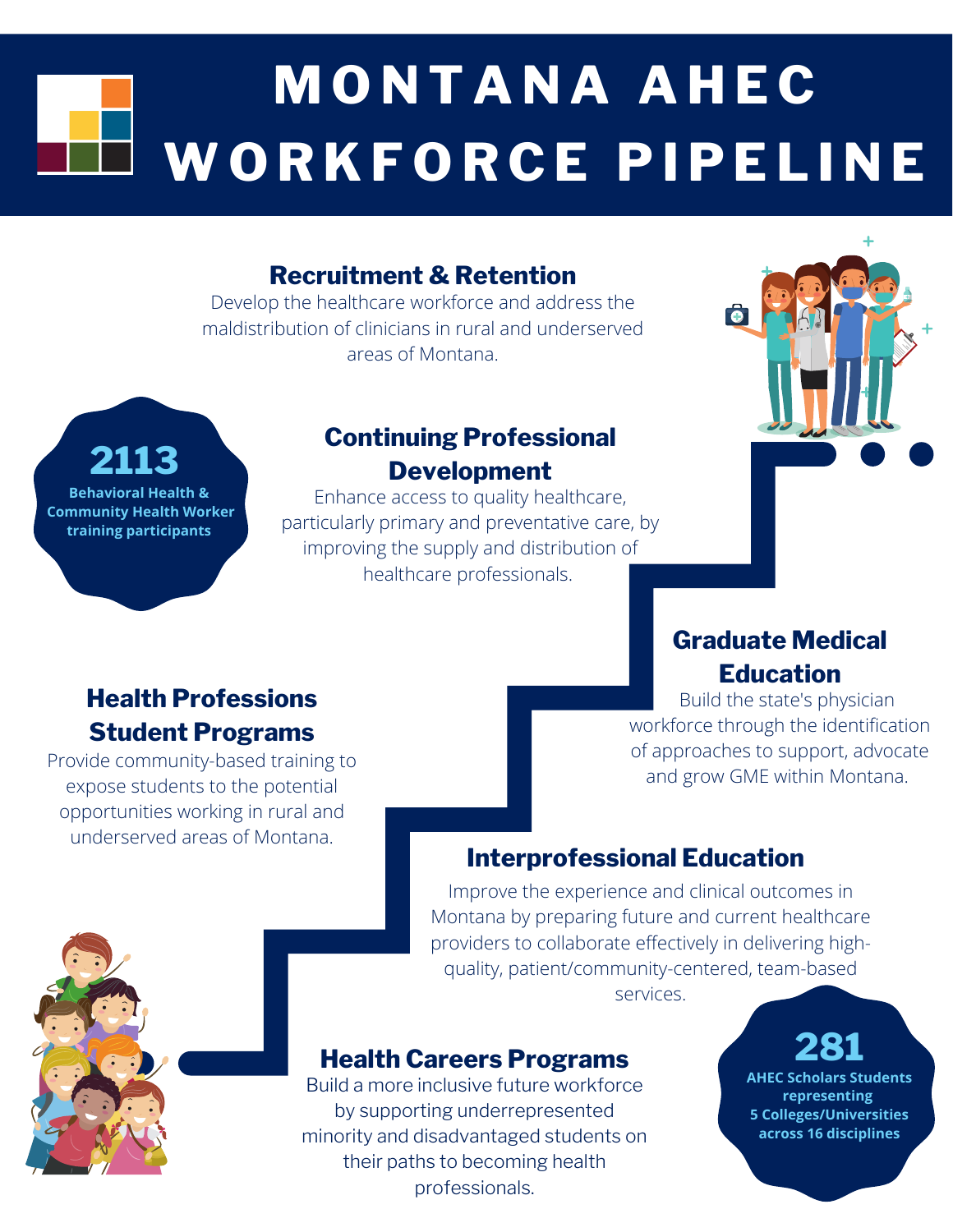# MONTANA AHEC WORKFORCE PIPELINE

## Recruitment & Retention

Develop the healthcare workforce and address the maldistribution of clinicians in rural and underserved areas of Montana.

**2113**
Behavioral Health & Community Health Worker training participants

## Continuing Professional Development

Enhance access to quality healthcare, particularly primary and preventative care, by improving the supply and distribution of healthcare professionals.

## Graduate Medical Education

Build the state's physician workforce through the identification of approaches to support, advocate and grow GME within Montana.

## Health Professions Student Programs

Provide community-based training to expose students to the potential opportunities working in rural and underserved areas of Montana.

## Interprofessional Education

Improve the experience and clinical outcomes in Montana by preparing future and current healthcare providers to collaborate effectively in delivering high-quality, patient/community-centered, team-based services.

## Health Careers Programs

Build a more inclusive future workforce by supporting underrepresented minority and disadvantaged students on their paths to becoming health professionals.

**281**
AHEC Scholars Students representing 5 Colleges/Universities across 16 disciplines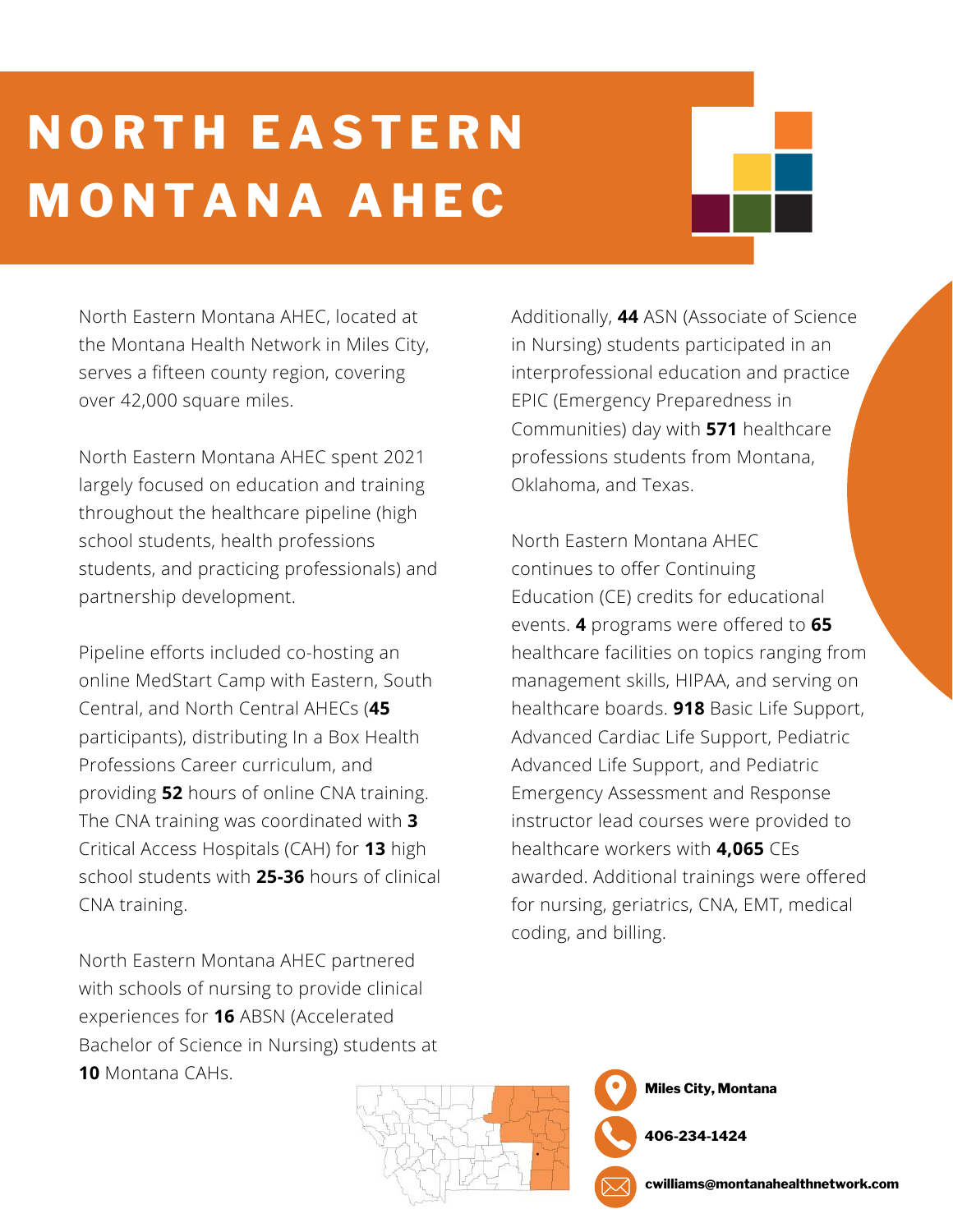# NORTH EASTERN MONTANA AHEC

North Eastern Montana AHEC, located at the Montana Health Network in Miles City, serves a fifteen county region, covering over 42,000 square miles.

North Eastern Montana AHEC spent 2021 largely focused on education and training throughout the healthcare pipeline (high school students, health professions students, and practicing professionals) and partnership development.

Pipeline efforts included co-hosting an online MedStart Camp with Eastern, South Central, and North Central AHECs (**45** participants), distributing In a Box Health Professions Career curriculum, and providing **52** hours of online CNA training. The CNA training was coordinated with **3** Critical Access Hospitals (CAH) for **13** high school students with **25-36** hours of clinical CNA training.

North Eastern Montana AHEC partnered with schools of nursing to provide clinical experiences for **16** ABSN (Accelerated Bachelor of Science in Nursing) students at **10** Montana CAHs.

Additionally, **44** ASN (Associate of Science in Nursing) students participated in an interprofessional education and practice EPIC (Emergency Preparedness in Communities) day with **571** healthcare professions students from Montana, Oklahoma, and Texas.

North Eastern Montana AHEC continues to offer Continuing Education (CE) credits for educational events. **4** programs were offered to **65** healthcare facilities on topics ranging from management skills, HIPAA, and serving on healthcare boards. **918** Basic Life Support, Advanced Cardiac Life Support, Pediatric Advanced Life Support, and Pediatric Emergency Assessment and Response instructor lead courses were provided to healthcare workers with **4,065** CEs awarded. Additional trainings were offered for nursing, geriatrics, CNA, EMT, medical coding, and billing.

**Miles City, Montana**

**406-234-1424**

**cwilliams@montanahealthnetwork.com**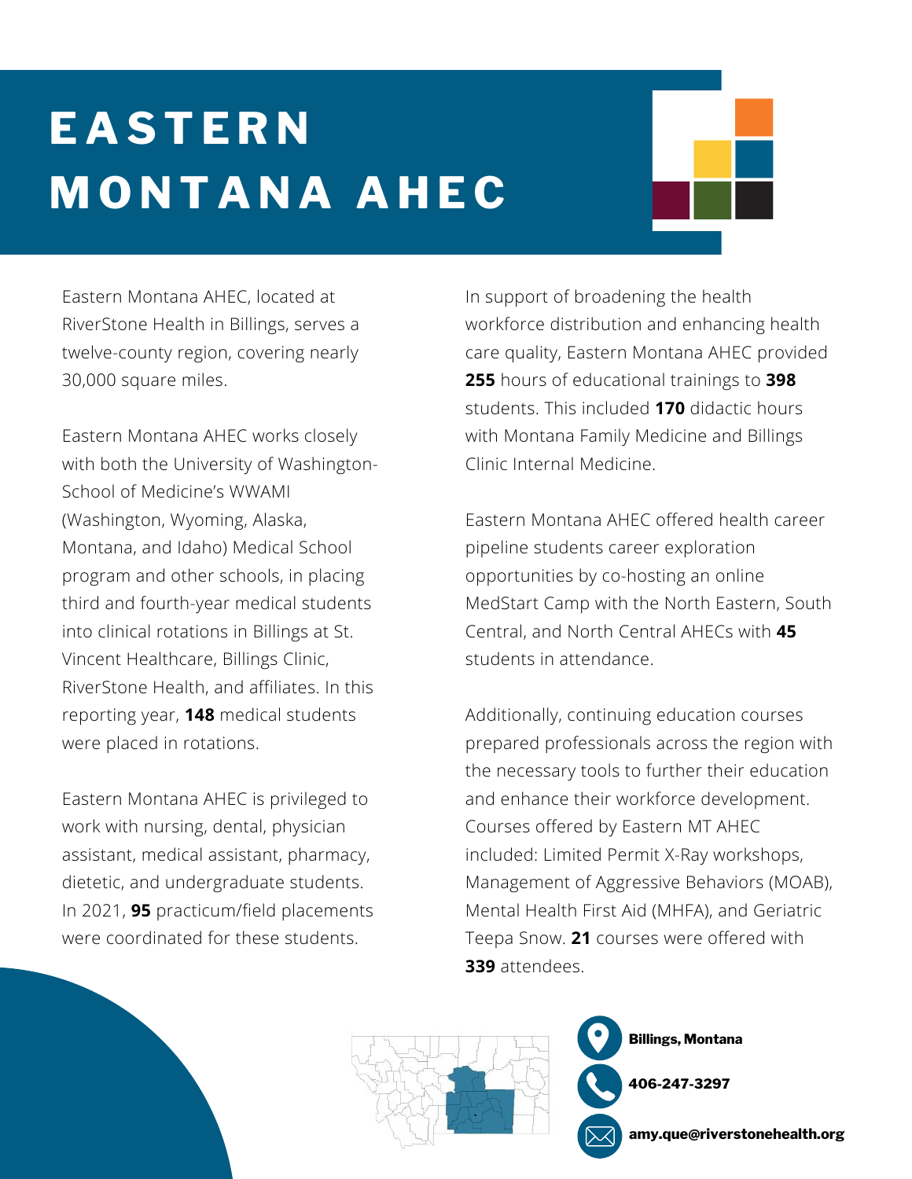# EASTERN MONTANA AHEC

Eastern Montana AHEC, located at RiverStone Health in Billings, serves a twelve-county region, covering nearly 30,000 square miles.

Eastern Montana AHEC works closely with both the University of Washington-School of Medicine's WWAMI (Washington, Wyoming, Alaska, Montana, and Idaho) Medical School program and other schools, in placing third and fourth-year medical students into clinical rotations in Billings at St. Vincent Healthcare, Billings Clinic, RiverStone Health, and affiliates. In this reporting year, **148** medical students were placed in rotations.

Eastern Montana AHEC is privileged to work with nursing, dental, physician assistant, medical assistant, pharmacy, dietetic, and undergraduate students. In 2021, **95** practicum/field placements were coordinated for these students.

In support of broadening the health workforce distribution and enhancing health care quality, Eastern Montana AHEC provided **255** hours of educational trainings to **398** students. This included **170** didactic hours with Montana Family Medicine and Billings Clinic Internal Medicine.

Eastern Montana AHEC offered health career pipeline students career exploration opportunities by co-hosting an online MedStart Camp with the North Eastern, South Central, and North Central AHECs with **45** students in attendance.

Additionally, continuing education courses prepared professionals across the region with the necessary tools to further their education and enhance their workforce development. Courses offered by Eastern MT AHEC included: Limited Permit X-Ray workshops, Management of Aggressive Behaviors (MOAB), Mental Health First Aid (MHFA), and Geriatric Teepa Snow. **21** courses were offered with **339** attendees.

**Billings, Montana**

**406-247-3297**

**amy.que@riverstonehealth.org**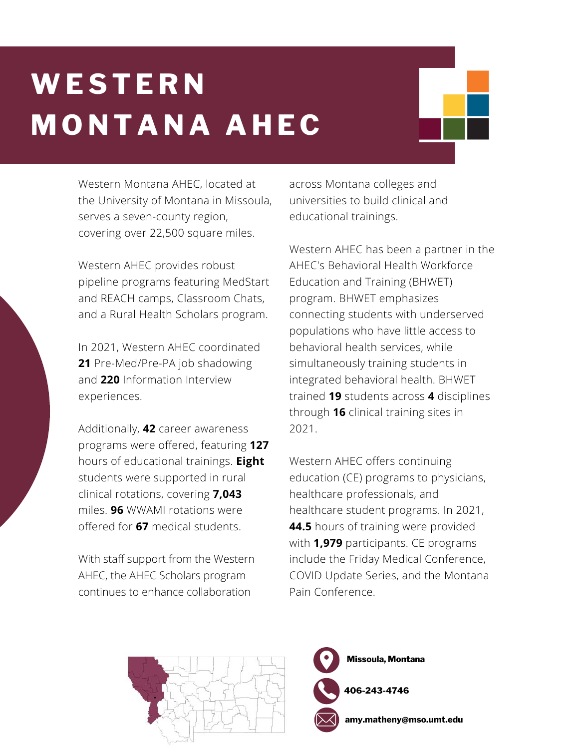# WESTERN MONTANA AHEC

Western Montana AHEC, located at the University of Montana in Missoula, serves a seven-county region, covering over 22,500 square miles.

Western AHEC provides robust pipeline programs featuring MedStart and REACH camps, Classroom Chats, and a Rural Health Scholars program.

In 2021, Western AHEC coordinated **21** Pre-Med/Pre-PA job shadowing and **220** Information Interview experiences.

Additionally, **42** career awareness programs were offered, featuring **127** hours of educational trainings. **Eight** students were supported in rural clinical rotations, covering **7,043** miles. **96** WWAMI rotations were offered for **67** medical students.

With staff support from the Western AHEC, the AHEC Scholars program continues to enhance collaboration across Montana colleges and universities to build clinical and educational trainings.

Western AHEC has been a partner in the AHEC's Behavioral Health Workforce Education and Training (BHWET) program. BHWET emphasizes connecting students with underserved populations who have little access to behavioral health services, while simultaneously training students in integrated behavioral health. BHWET trained **19** students across **4** disciplines through **16** clinical training sites in 2021.

Western AHEC offers continuing education (CE) programs to physicians, healthcare professionals, and healthcare student programs. In 2021, **44.5** hours of training were provided with **1,979** participants. CE programs include the Friday Medical Conference, COVID Update Series, and the Montana Pain Conference.

**Missoula, Montana**

**406-243-4746**

**amy.matheny@mso.umt.edu**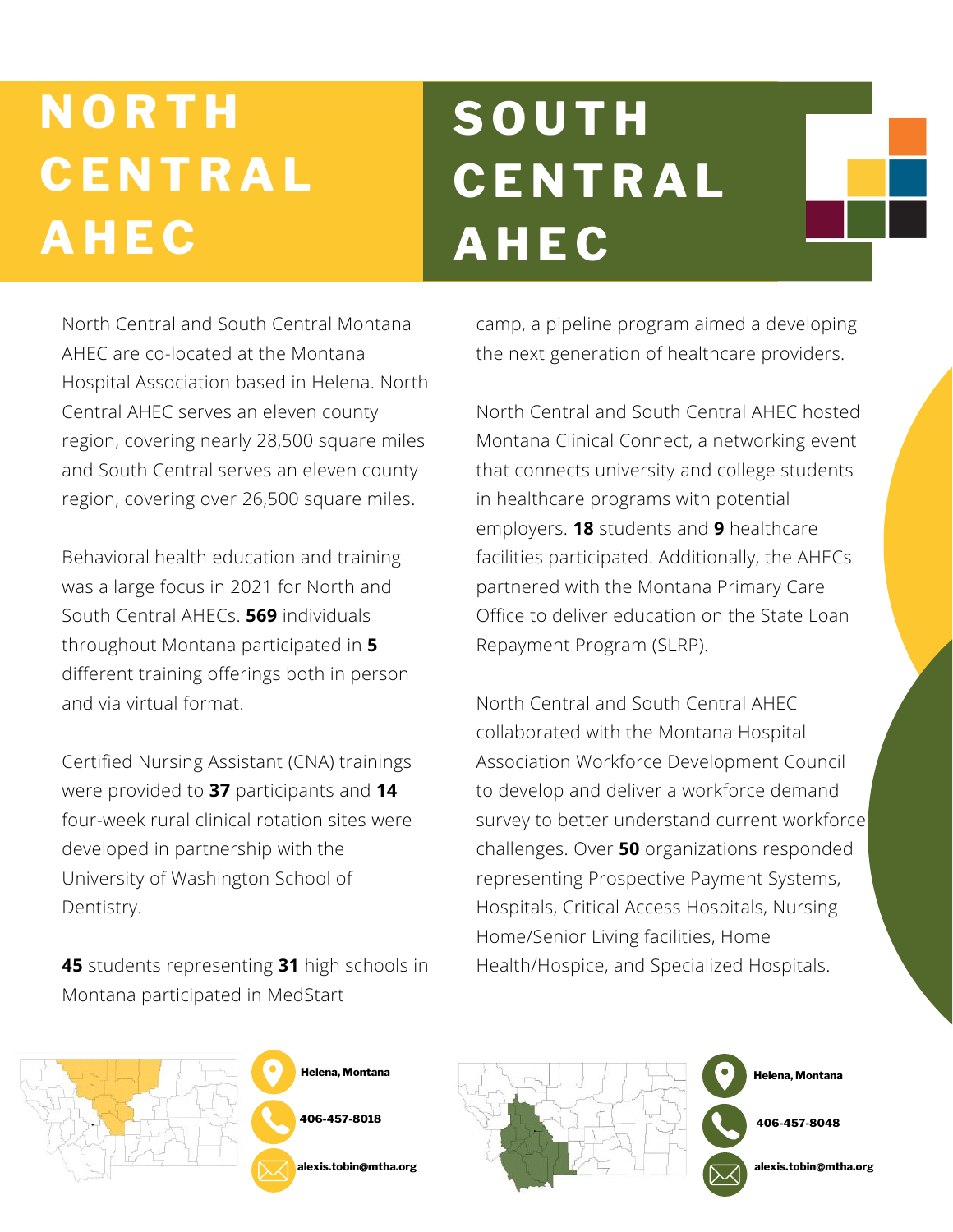# NORTH CENTRAL AHEC

# SOUTH CENTRAL AHEC

North Central and South Central Montana AHEC are co-located at the Montana Hospital Association based in Helena. North Central AHEC serves an eleven county region, covering nearly 28,500 square miles and South Central serves an eleven county region, covering over 26,500 square miles.

Behavioral health education and training was a large focus in 2021 for North and South Central AHECs. **569** individuals throughout Montana participated in **5** different training offerings both in person and via virtual format.

Certified Nursing Assistant (CNA) trainings were provided to **37** participants and **14** four-week rural clinical rotation sites were developed in partnership with the University of Washington School of Dentistry.

**45** students representing **31** high schools in Montana participated in MedStart camp, a pipeline program aimed a developing the next generation of healthcare providers.

North Central and South Central AHEC hosted Montana Clinical Connect, a networking event that connects university and college students in healthcare programs with potential employers. **18** students and **9** healthcare facilities participated. Additionally, the AHECs partnered with the Montana Primary Care Office to deliver education on the State Loan Repayment Program (SLRP).

North Central and South Central AHEC collaborated with the Montana Hospital Association Workforce Development Council to develop and deliver a workforce demand survey to better understand current workforce challenges. Over **50** organizations responded representing Prospective Payment Systems, Hospitals, Critical Access Hospitals, Nursing Home/Senior Living facilities, Home Health/Hospice, and Specialized Hospitals.

**Helena, Montana**

**406-457-8018**

**alexis.tobin@mtha.org**

**Helena, Montana**

**406-457-8048**

**alexis.tobin@mtha.org**